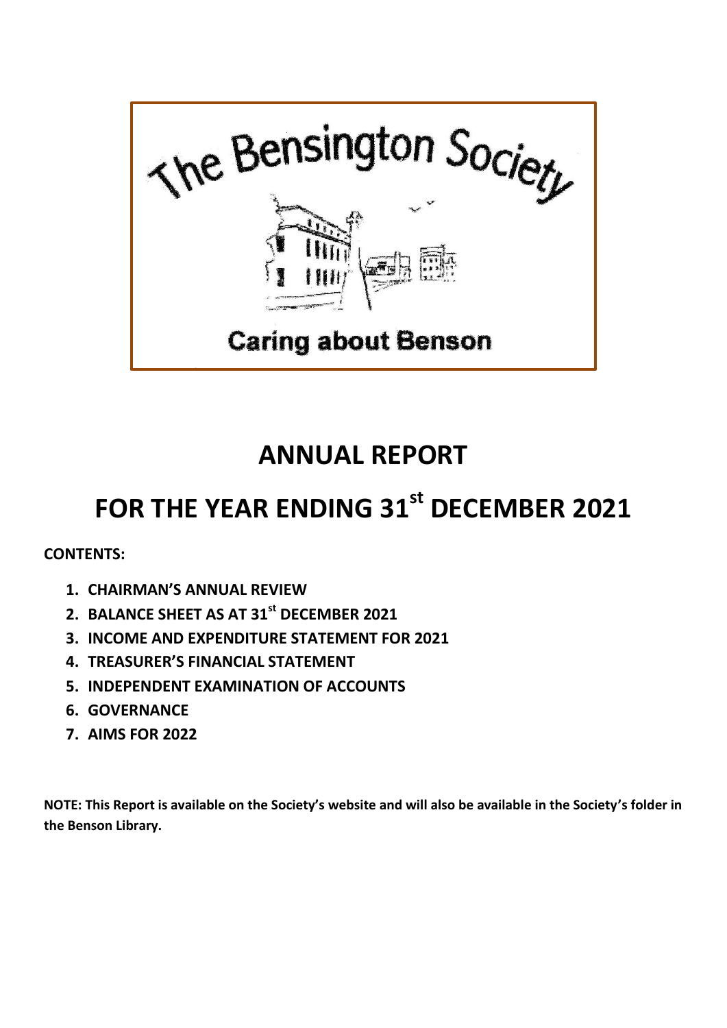The Bensington Society

Caring about Benson

# ANNUAL REPORT

# FOR THE YEAR ENDING 31st DECEMBER 2021

**CONTENTS:**

1. **CHAIRMAN'S ANNUAL REVIEW**
2. **BALANCE SHEET AS AT 31st DECEMBER 2021**
3. **INCOME AND EXPENDITURE STATEMENT FOR 2021**
4. **TREASURER'S FINANCIAL STATEMENT**
5. **INDEPENDENT EXAMINATION OF ACCOUNTS**
6. **GOVERNANCE**
7. **AIMS FOR 2022**

**NOTE: This Report is available on the Society's website and will also be available in the Society's folder in the Benson Library.**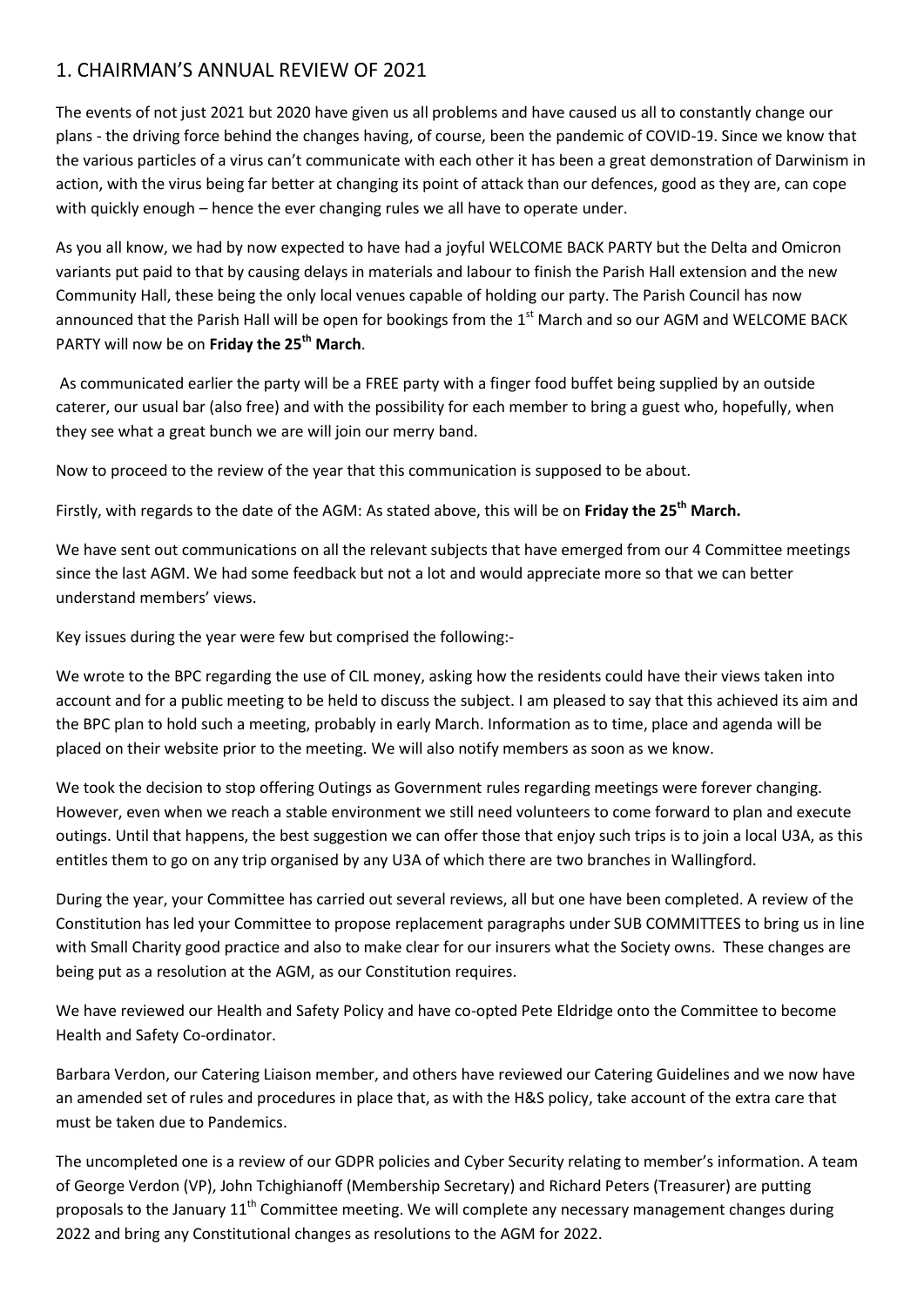## 1. CHAIRMAN'S ANNUAL REVIEW OF 2021

The events of not just 2021 but 2020 have given us all problems and have caused us all to constantly change our plans - the driving force behind the changes having, of course, been the pandemic of COVID-19. Since we know that the various particles of a virus can't communicate with each other it has been a great demonstration of Darwinism in action, with the virus being far better at changing its point of attack than our defences, good as they are, can cope with quickly enough – hence the ever changing rules we all have to operate under.

As you all know, we had by now expected to have had a joyful WELCOME BACK PARTY but the Delta and Omicron variants put paid to that by causing delays in materials and labour to finish the Parish Hall extension and the new Community Hall, these being the only local venues capable of holding our party. The Parish Council has now announced that the Parish Hall will be open for bookings from the 1st March and so our AGM and WELCOME BACK PARTY will now be on **Friday the 25th March**.

As communicated earlier the party will be a FREE party with a finger food buffet being supplied by an outside caterer, our usual bar (also free) and with the possibility for each member to bring a guest who, hopefully, when they see what a great bunch we are will join our merry band.

Now to proceed to the review of the year that this communication is supposed to be about.

Firstly, with regards to the date of the AGM: As stated above, this will be on **Friday the 25th March.**

We have sent out communications on all the relevant subjects that have emerged from our 4 Committee meetings since the last AGM. We had some feedback but not a lot and would appreciate more so that we can better understand members' views.

Key issues during the year were few but comprised the following:-

We wrote to the BPC regarding the use of CIL money, asking how the residents could have their views taken into account and for a public meeting to be held to discuss the subject. I am pleased to say that this achieved its aim and the BPC plan to hold such a meeting, probably in early March. Information as to time, place and agenda will be placed on their website prior to the meeting. We will also notify members as soon as we know.

We took the decision to stop offering Outings as Government rules regarding meetings were forever changing. However, even when we reach a stable environment we still need volunteers to come forward to plan and execute outings. Until that happens, the best suggestion we can offer those that enjoy such trips is to join a local U3A, as this entitles them to go on any trip organised by any U3A of which there are two branches in Wallingford.

During the year, your Committee has carried out several reviews, all but one have been completed. A review of the Constitution has led your Committee to propose replacement paragraphs under SUB COMMITTEES to bring us in line with Small Charity good practice and also to make clear for our insurers what the Society owns. These changes are being put as a resolution at the AGM, as our Constitution requires.

We have reviewed our Health and Safety Policy and have co-opted Pete Eldridge onto the Committee to become Health and Safety Co-ordinator.

Barbara Verdon, our Catering Liaison member, and others have reviewed our Catering Guidelines and we now have an amended set of rules and procedures in place that, as with the H&S policy, take account of the extra care that must be taken due to Pandemics.

The uncompleted one is a review of our GDPR policies and Cyber Security relating to member's information. A team of George Verdon (VP), John Tchighianoff (Membership Secretary) and Richard Peters (Treasurer) are putting proposals to the January 11th Committee meeting. We will complete any necessary management changes during 2022 and bring any Constitutional changes as resolutions to the AGM for 2022.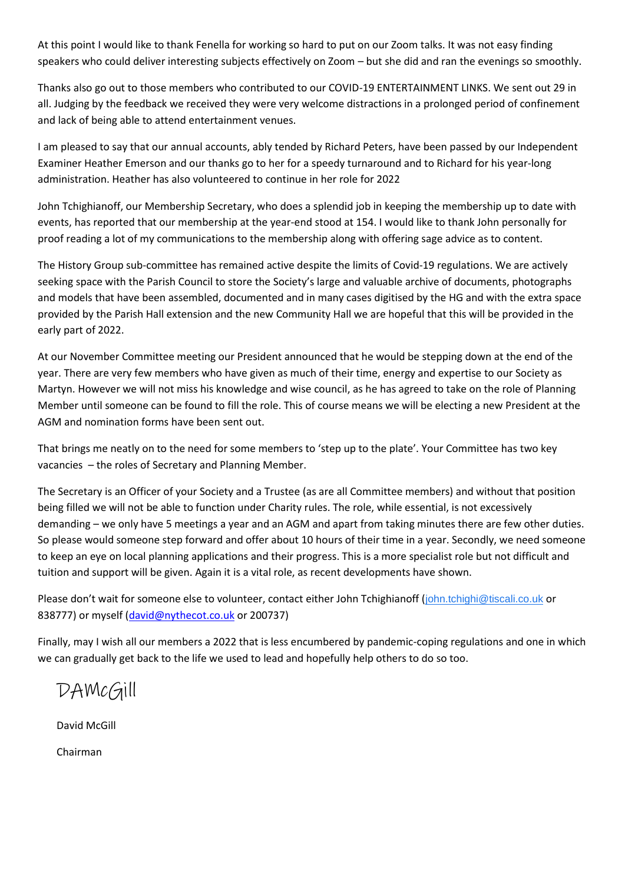At this point I would like to thank Fenella for working so hard to put on our Zoom talks. It was not easy finding speakers who could deliver interesting subjects effectively on Zoom – but she did and ran the evenings so smoothly.

Thanks also go out to those members who contributed to our COVID-19 ENTERTAINMENT LINKS. We sent out 29 in all. Judging by the feedback we received they were very welcome distractions in a prolonged period of confinement and lack of being able to attend entertainment venues.

I am pleased to say that our annual accounts, ably tended by Richard Peters, have been passed by our Independent Examiner Heather Emerson and our thanks go to her for a speedy turnaround and to Richard for his year-long administration. Heather has also volunteered to continue in her role for 2022

John Tchighianoff, our Membership Secretary, who does a splendid job in keeping the membership up to date with events, has reported that our membership at the year-end stood at 154. I would like to thank John personally for proof reading a lot of my communications to the membership along with offering sage advice as to content.

The History Group sub-committee has remained active despite the limits of Covid-19 regulations. We are actively seeking space with the Parish Council to store the Society's large and valuable archive of documents, photographs and models that have been assembled, documented and in many cases digitised by the HG and with the extra space provided by the Parish Hall extension and the new Community Hall we are hopeful that this will be provided in the early part of 2022.

At our November Committee meeting our President announced that he would be stepping down at the end of the year. There are very few members who have given as much of their time, energy and expertise to our Society as Martyn. However we will not miss his knowledge and wise council, as he has agreed to take on the role of Planning Member until someone can be found to fill the role. This of course means we will be electing a new President at the AGM and nomination forms have been sent out.

That brings me neatly on to the need for some members to 'step up to the plate'. Your Committee has two key vacancies – the roles of Secretary and Planning Member.

The Secretary is an Officer of your Society and a Trustee (as are all Committee members) and without that position being filled we will not be able to function under Charity rules. The role, while essential, is not excessively demanding – we only have 5 meetings a year and an AGM and apart from taking minutes there are few other duties. So please would someone step forward and offer about 10 hours of their time in a year. Secondly, we need someone to keep an eye on local planning applications and their progress. This is a more specialist role but not difficult and tuition and support will be given. Again it is a vital role, as recent developments have shown.

Please don't wait for someone else to volunteer, contact either John Tchighianoff (john.tchighi@tiscali.co.uk or 838777) or myself (david@nythecot.co.uk or 200737)

Finally, may I wish all our members a 2022 that is less encumbered by pandemic-coping regulations and one in which we can gradually get back to the life we used to lead and hopefully help others to do so too.

DAMcGill

David McGill

Chairman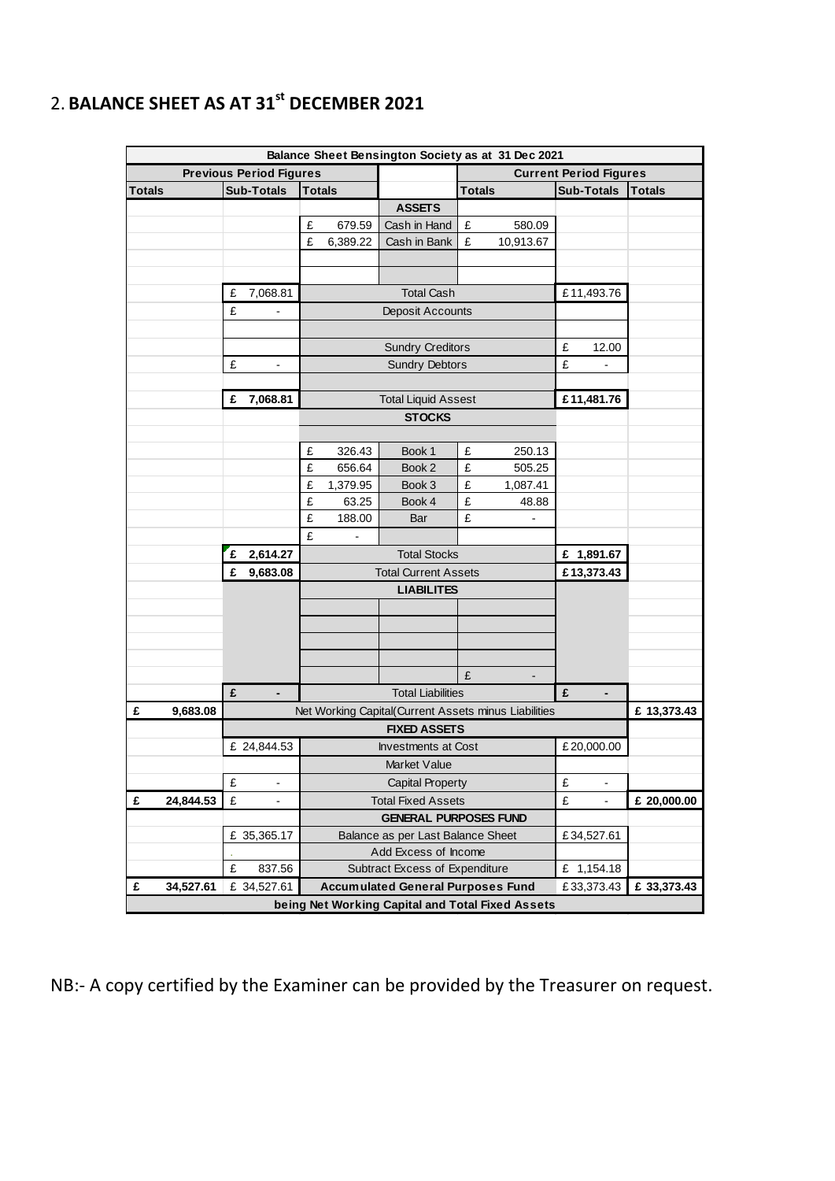## 2. BALANCE SHEET AS AT 31st DECEMBER 2021

| Balance Sheet Bensington Society as at 31 Dec 2021 | | | | | | |
|---|---|---|---|---|---|---|
| Previous Period Figures | | | | Current Period Figures | | |
| Totals | Sub-Totals | Totals | | Totals | Sub-Totals | Totals |
| | | | **ASSETS** | | | |
| | | £ 679.59 | Cash in Hand | £ 580.09 | | |
| | | £ 6,389.22 | Cash in Bank | £ 10,913.67 | | |
| | £ 7,068.81 | | Total Cash | | £ 11,493.76 | |
| | £ - | | Deposit Accounts | | | |
| | | | Sundry Creditors | | £ 12.00 | |
| | £ - | | Sundry Debtors | | £ - | |
| | **£ 7,068.81** | | Total Liquid Assest | | **£ 11,481.76** | |
| | | | **STOCKS** | | | |
| | | £ 326.43 | Book 1 | £ 250.13 | | |
| | | £ 656.64 | Book 2 | £ 505.25 | | |
| | | £ 1,379.95 | Book 3 | £ 1,087.41 | | |
| | | £ 63.25 | Book 4 | £ 48.88 | | |
| | | £ 188.00 | Bar | £ - | | |
| | | £ - | | | | |
| | **£ 2,614.27** | | Total Stocks | | **£ 1,891.67** | |
| | **£ 9,683.08** | | Total Current Assets | | **£ 13,373.43** | |
| | | | **LIABILITES** | | | |
| | | | | £ - | | |
| | **£ -** | | Total Liabilities | | **£ -** | |
| **£ 9,683.08** | | | Net Working Capital(Current Assets minus Liabilities | | | **£ 13,373.43** |
| | | | **FIXED ASSETS** | | | |
| | £ 24,844.53 | | Investments at Cost | | £ 20,000.00 | |
| | | | Market Value | | | |
| | £ - | | Capital Property | | £ - | |
| **£ 24,844.53** | £ - | | Total Fixed Assets | | £ - | **£ 20,000.00** |
| | | | **GENERAL PURPOSES FUND** | | | |
| | £ 35,365.17 | | Balance as per Last Balance Sheet | | £ 34,527.61 | |
| | | | Add Excess of Income | | | |
| | £ 837.56 | | Subtract Excess of Expenditure | | £ 1,154.18 | |
| **£ 34,527.61** | £ 34,527.61 | | **Accumulated General Purposes Fund** | | £ 33,373.43 | **£ 33,373.43** |
| | | | **being Net Working Capital and Total Fixed Assets** | | | |

NB:- A copy certified by the Examiner can be provided by the Treasurer on request.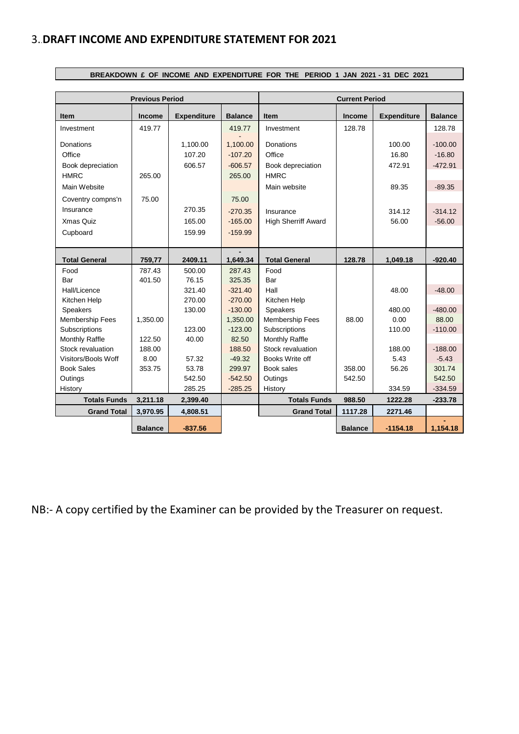## 3. DRAFT INCOME AND EXPENDITURE STATEMENT FOR 2021

**BREAKDOWN £ OF INCOME AND EXPENDITURE FOR THE PERIOD 1 JAN 2021 - 31 DEC 2021**

| Previous Period | | | | Current Period | | | |
|---|---|---|---|---|---|---|---|
| **Item** | **Income** | **Expenditure** | **Balance** | **Item** | **Income** | **Expenditure** | **Balance** |
| Investment | 419.77 | | 419.77 | Investment | 128.78 | | 128.78 |
| Donations | | 1,100.00 | 1,100.00 | Donations | | 100.00 | -100.00 |
| Office | | 107.20 | -107.20 | Office | | 16.80 | -16.80 |
| Book depreciation | | 606.57 | -606.57 | Book depreciation | | 472.91 | -472.91 |
| HMRC | 265.00 | | 265.00 | HMRC | | | |
| Main Website | | | | Main website | | 89.35 | -89.35 |
| Coventry compns'n | 75.00 | | 75.00 | | | | |
| Insurance | | 270.35 | -270.35 | Insurance | | 314.12 | -314.12 |
| Xmas Quiz | | 165.00 | -165.00 | High Sherriff Award | | 56.00 | -56.00 |
| Cupboard | | 159.99 | -159.99 | | | | |
| **Total General** | **759,77** | **2409.11** | **-1,649.34** | **Total General** | **128.78** | **1,049.18** | **-920.40** |
| Food | 787.43 | 500.00 | 287.43 | Food | | | |
| Bar | 401.50 | 76.15 | 325.35 | Bar | | | |
| Hall/Licence | | 321.40 | -321.40 | Hall | | 48.00 | -48.00 |
| Kitchen Help | | 270.00 | -270.00 | Kitchen Help | | | |
| Speakers | | 130.00 | -130.00 | Speakers | | 480.00 | -480.00 |
| Membership Fees | 1,350.00 | | 1,350.00 | Membership Fees | 88.00 | 0.00 | 88.00 |
| Subscriptions | | 123.00 | -123.00 | Subscriptions | | 110.00 | -110.00 |
| Monthly Raffle | 122.50 | 40.00 | 82.50 | Monthly Raffle | | | |
| Stock revaluation | 188.00 | | 188.50 | Stock revaluation | | 188.00 | -188.00 |
| Visitors/Bools Woff | 8.00 | 57.32 | -49.32 | Books Write off | | 5.43 | -5.43 |
| Book Sales | 353.75 | 53.78 | 299.97 | Book sales | 358.00 | 56.26 | 301.74 |
| Outings | | 542.50 | -542.50 | Outings | 542.50 | | 542.50 |
| History | | 285.25 | -285.25 | History | | 334.59 | -334.59 |
| **Totals Funds** | **3,211.18** | **2,399.40** | | **Totals Funds** | **988.50** | **1222.28** | **-233.78** |
| **Grand Total** | **3,970.95** | **4,808.51** | | **Grand Total** | **1117.28** | **2271.46** | |
| | **Balance** | **-837.56** | | | **Balance** | **-1154.18** | **-1,154.18** |

NB:- A copy certified by the Examiner can be provided by the Treasurer on request.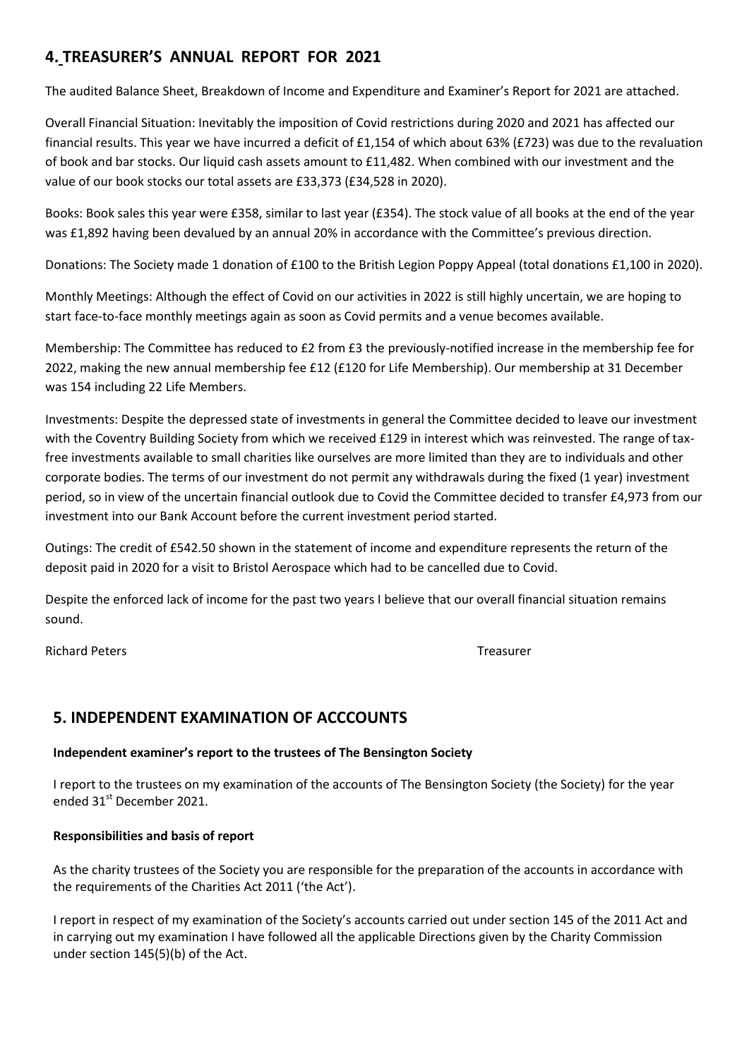## 4. TREASURER'S ANNUAL REPORT FOR 2021

The audited Balance Sheet, Breakdown of Income and Expenditure and Examiner's Report for 2021 are attached.

Overall Financial Situation: Inevitably the imposition of Covid restrictions during 2020 and 2021 has affected our financial results. This year we have incurred a deficit of £1,154 of which about 63% (£723) was due to the revaluation of book and bar stocks. Our liquid cash assets amount to £11,482. When combined with our investment and the value of our book stocks our total assets are £33,373 (£34,528 in 2020).

Books: Book sales this year were £358, similar to last year (£354). The stock value of all books at the end of the year was £1,892 having been devalued by an annual 20% in accordance with the Committee's previous direction.

Donations: The Society made 1 donation of £100 to the British Legion Poppy Appeal (total donations £1,100 in 2020).

Monthly Meetings: Although the effect of Covid on our activities in 2022 is still highly uncertain, we are hoping to start face-to-face monthly meetings again as soon as Covid permits and a venue becomes available.

Membership: The Committee has reduced to £2 from £3 the previously-notified increase in the membership fee for 2022, making the new annual membership fee £12 (£120 for Life Membership). Our membership at 31 December was 154 including 22 Life Members.

Investments: Despite the depressed state of investments in general the Committee decided to leave our investment with the Coventry Building Society from which we received £129 in interest which was reinvested. The range of tax-free investments available to small charities like ourselves are more limited than they are to individuals and other corporate bodies. The terms of our investment do not permit any withdrawals during the fixed (1 year) investment period, so in view of the uncertain financial outlook due to Covid the Committee decided to transfer £4,973 from our investment into our Bank Account before the current investment period started.

Outings: The credit of £542.50 shown in the statement of income and expenditure represents the return of the deposit paid in 2020 for a visit to Bristol Aerospace which had to be cancelled due to Covid.

Despite the enforced lack of income for the past two years I believe that our overall financial situation remains sound.

Richard Peters Treasurer

## 5. INDEPENDENT EXAMINATION OF ACCCOUNTS

**Independent examiner's report to the trustees of The Bensington Society**

I report to the trustees on my examination of the accounts of The Bensington Society (the Society) for the year ended 31st December 2021.

**Responsibilities and basis of report**

As the charity trustees of the Society you are responsible for the preparation of the accounts in accordance with the requirements of the Charities Act 2011 ('the Act').

I report in respect of my examination of the Society's accounts carried out under section 145 of the 2011 Act and in carrying out my examination I have followed all the applicable Directions given by the Charity Commission under section 145(5)(b) of the Act.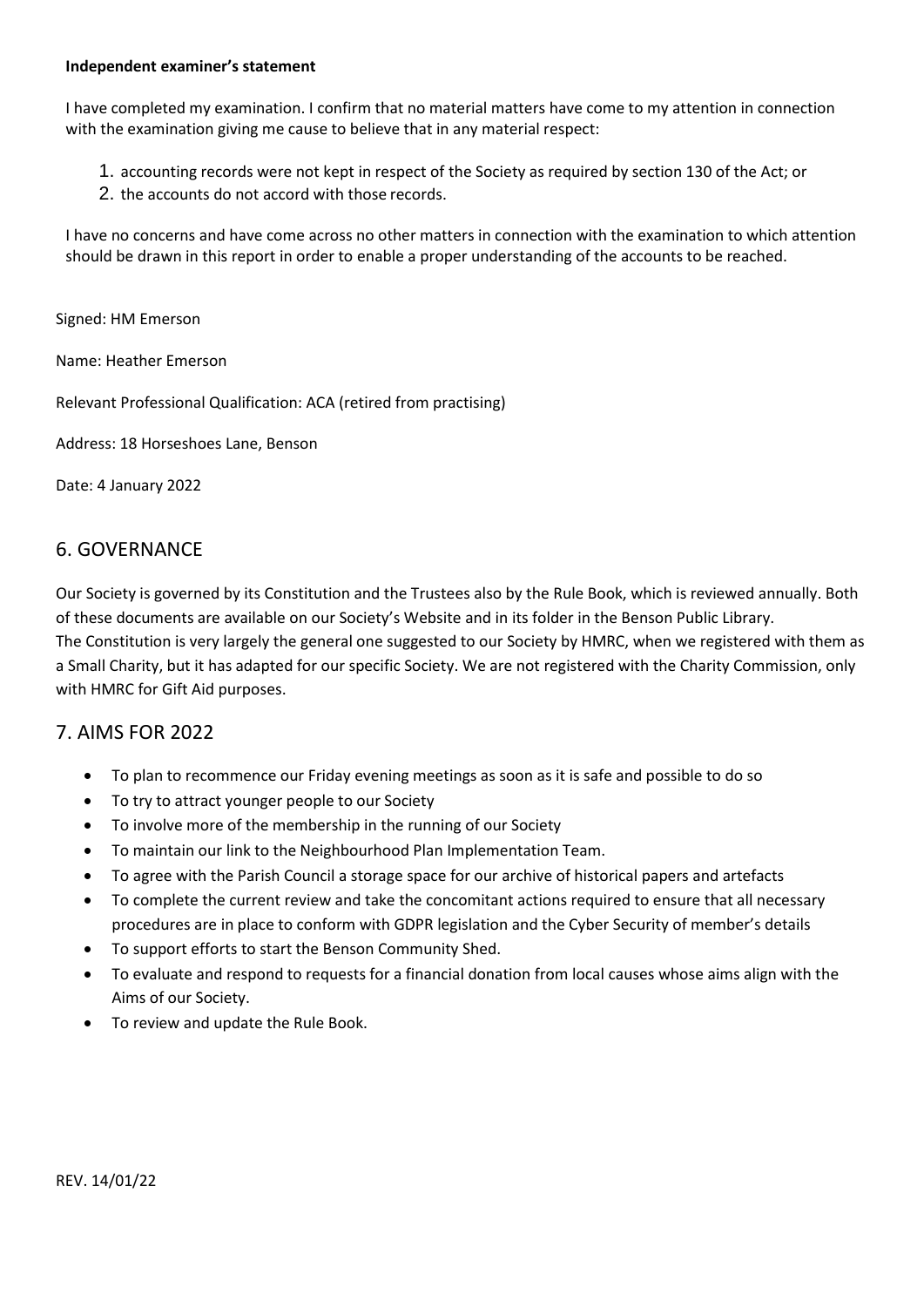**Independent examiner's statement**

I have completed my examination. I confirm that no material matters have come to my attention in connection with the examination giving me cause to believe that in any material respect:

1. accounting records were not kept in respect of the Society as required by section 130 of the Act; or
2. the accounts do not accord with those records.

I have no concerns and have come across no other matters in connection with the examination to which attention should be drawn in this report in order to enable a proper understanding of the accounts to be reached.

Signed: HM Emerson

Name: Heather Emerson

Relevant Professional Qualification: ACA (retired from practising)

Address: 18 Horseshoes Lane, Benson

Date: 4 January 2022

## 6. GOVERNANCE

Our Society is governed by its Constitution and the Trustees also by the Rule Book, which is reviewed annually. Both of these documents are available on our Society's Website and in its folder in the Benson Public Library.
The Constitution is very largely the general one suggested to our Society by HMRC, when we registered with them as a Small Charity, but it has adapted for our specific Society. We are not registered with the Charity Commission, only with HMRC for Gift Aid purposes.

## 7. AIMS FOR 2022

- To plan to recommence our Friday evening meetings as soon as it is safe and possible to do so
- To try to attract younger people to our Society
- To involve more of the membership in the running of our Society
- To maintain our link to the Neighbourhood Plan Implementation Team.
- To agree with the Parish Council a storage space for our archive of historical papers and artefacts
- To complete the current review and take the concomitant actions required to ensure that all necessary procedures are in place to conform with GDPR legislation and the Cyber Security of member's details
- To support efforts to start the Benson Community Shed.
- To evaluate and respond to requests for a financial donation from local causes whose aims align with the Aims of our Society.
- To review and update the Rule Book.

REV. 14/01/22